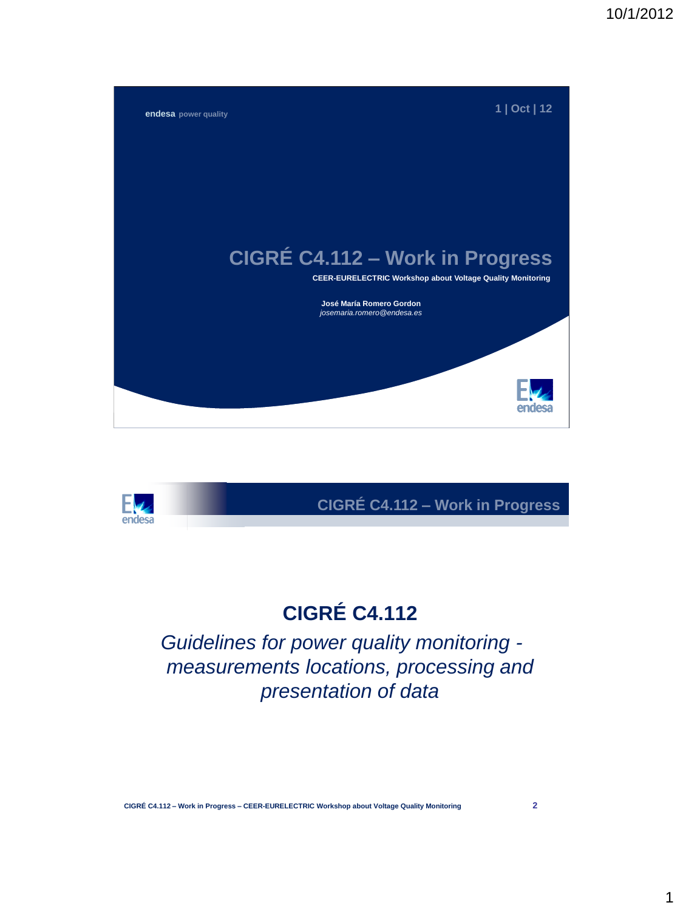endesa power quality

1 | Oct | 12

# CIGRÉ C4.112 – Work in Progress

**CEER-EURELECTRIC Workshop about Voltage Quality Monitoring**

**José María Romero Gordon**
*josemaria.romero@endesa.es*

## CIGRÉ C4.112 – Work in Progress

# CIGRÉ C4.112

*Guidelines for power quality monitoring - measurements locations, processing and presentation of data*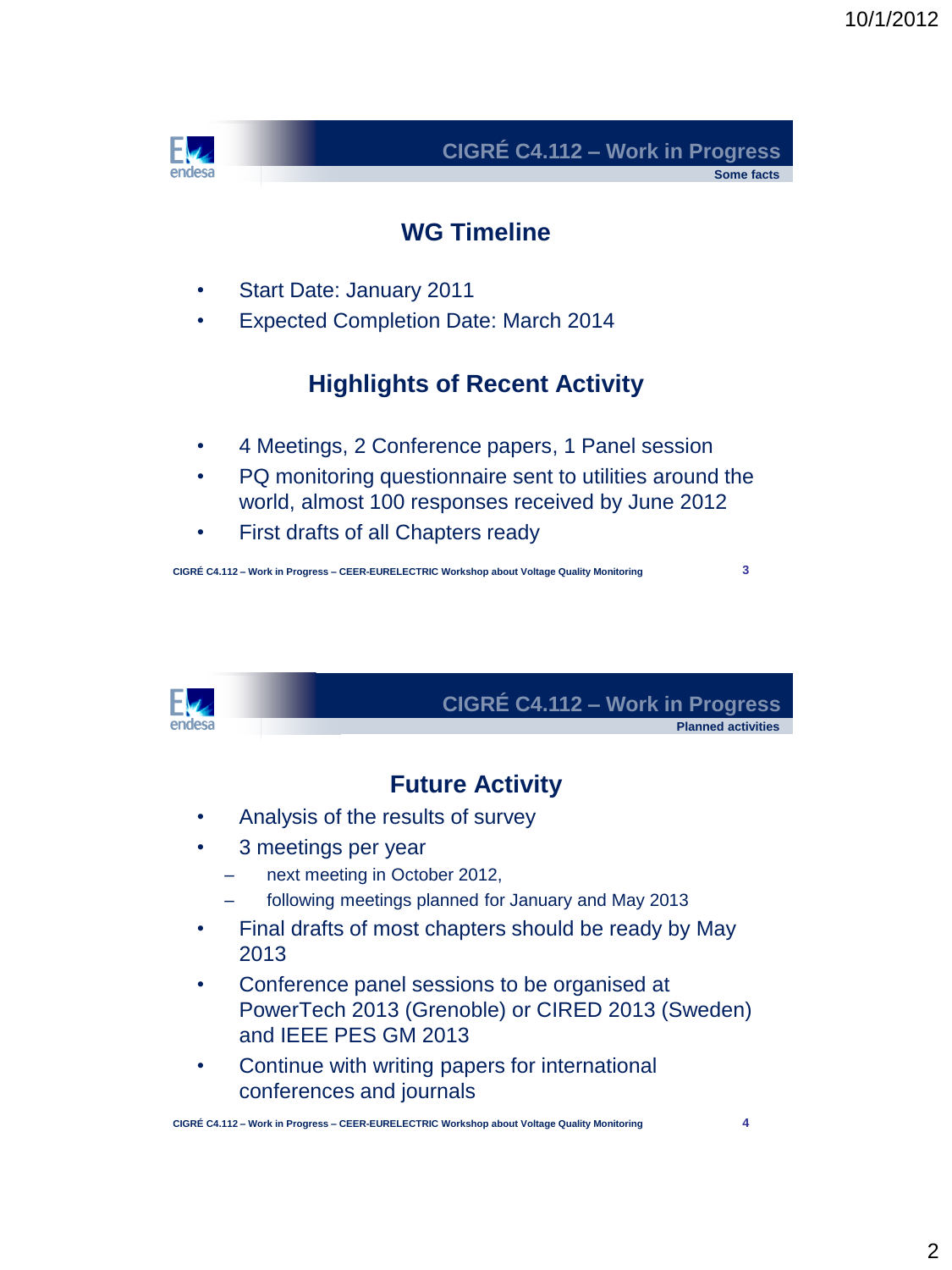## CIGRÉ C4.112 – Work in Progress

**Some facts**

### WG Timeline

- Start Date: January 2011
- Expected Completion Date: March 2014

### Highlights of Recent Activity

- 4 Meetings, 2 Conference papers, 1 Panel session
- PQ monitoring questionnaire sent to utilities around the world, almost 100 responses received by June 2012
- First drafts of all Chapters ready

## CIGRÉ C4.112 – Work in Progress

**Planned activities**

### Future Activity

- Analysis of the results of survey
- 3 meetings per year
  - next meeting in October 2012,
  - following meetings planned for January and May 2013
- Final drafts of most chapters should be ready by May 2013
- Conference panel sessions to be organised at PowerTech 2013 (Grenoble) or CIRED 2013 (Sweden) and IEEE PES GM 2013
- Continue with writing papers for international conferences and journals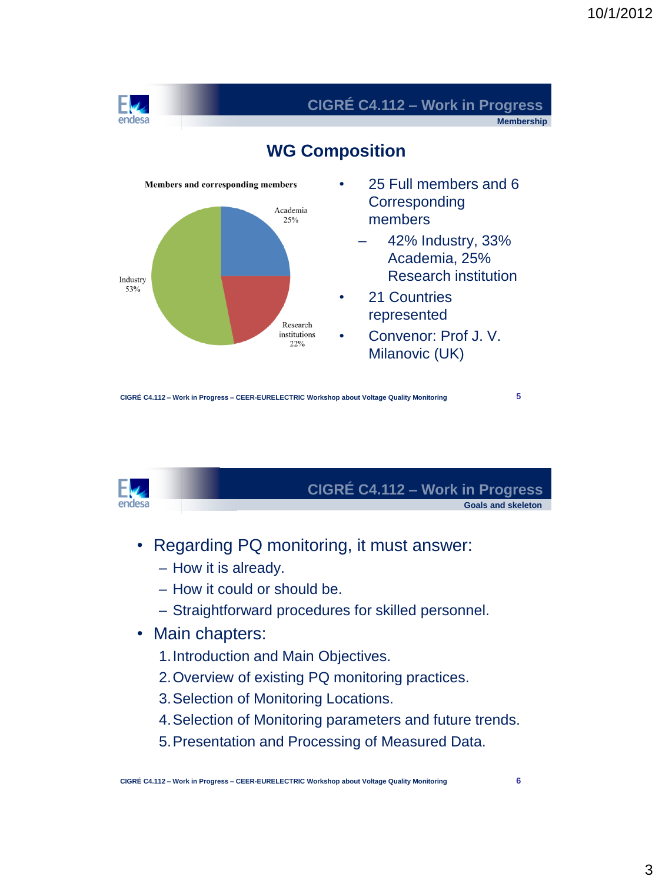## CIGRÉ C4.112 – Work in Progress

**Membership**

### WG Composition

Members and corresponding members

- Academia 25%
- Research institutions 22%
- Industry 53%

- 25 Full members and 6 Corresponding members
  - 42% Industry, 33% Academia, 25% Research institution
- 21 Countries represented
- Convenor: Prof J. V. Milanovic (UK)

CIGRÉ C4.112 – Work in Progress – CEER-EURELECTRIC Workshop about Voltage Quality Monitoring

## CIGRÉ C4.112 – Work in Progress

**Goals and skeleton**

- Regarding PQ monitoring, it must answer:
  - How it is already.
  - How it could or should be.
  - Straightforward procedures for skilled personnel.
- Main chapters:
  1. Introduction and Main Objectives.
  2. Overview of existing PQ monitoring practices.
  3. Selection of Monitoring Locations.
  4. Selection of Monitoring parameters and future trends.
  5. Presentation and Processing of Measured Data.

CIGRÉ C4.112 – Work in Progress – CEER-EURELECTRIC Workshop about Voltage Quality Monitoring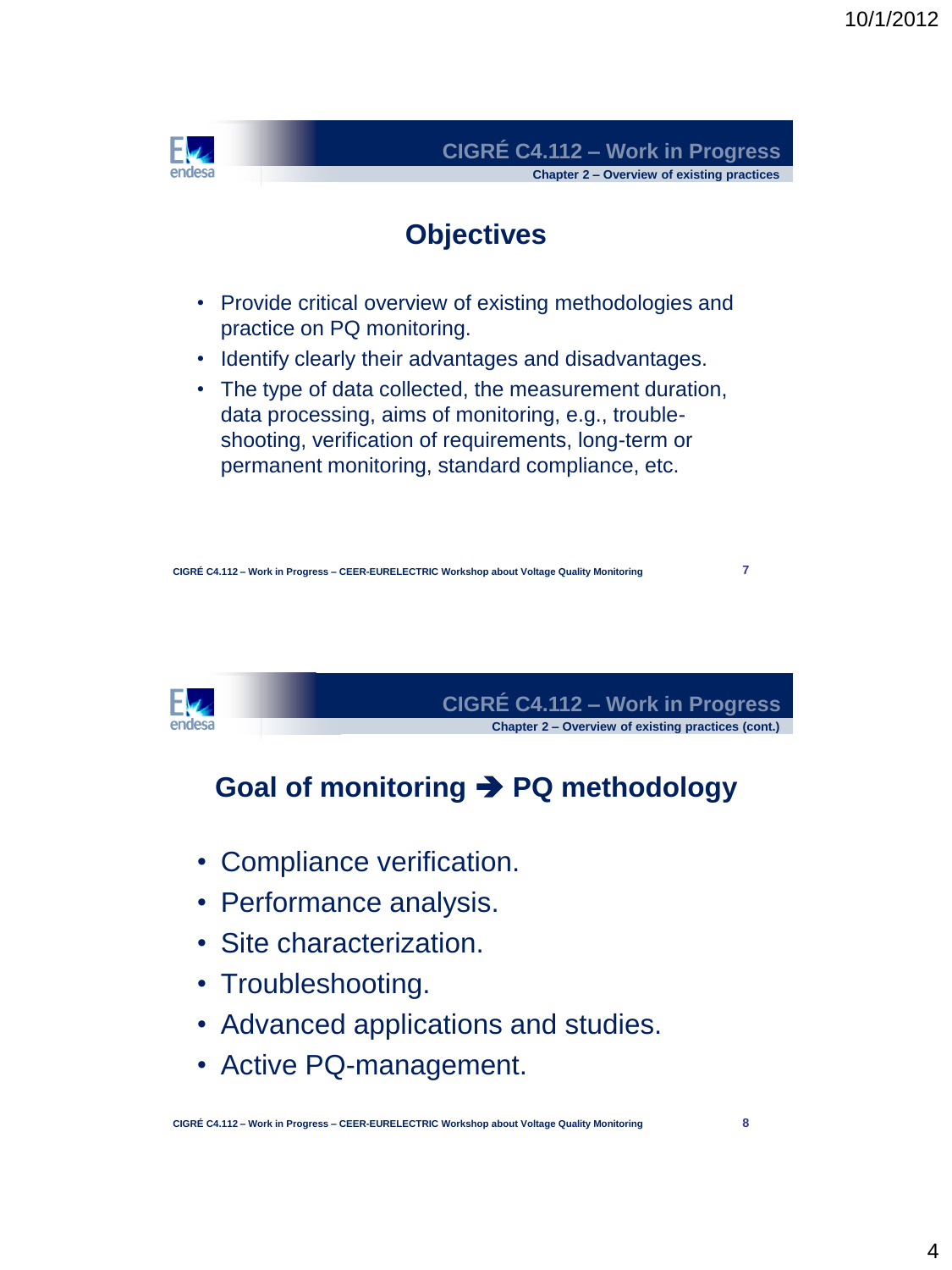## CIGRÉ C4.112 – Work in Progress

Chapter 2 – Overview of existing practices

# Objectives

- Provide critical overview of existing methodologies and practice on PQ monitoring.
- Identify clearly their advantages and disadvantages.
- The type of data collected, the measurement duration, data processing, aims of monitoring, e.g., trouble-shooting, verification of requirements, long-term or permanent monitoring, standard compliance, etc.

## CIGRÉ C4.112 – Work in Progress

Chapter 2 – Overview of existing practices (cont.)

# Goal of monitoring ➔ PQ methodology

- Compliance verification.
- Performance analysis.
- Site characterization.
- Troubleshooting.
- Advanced applications and studies.
- Active PQ-management.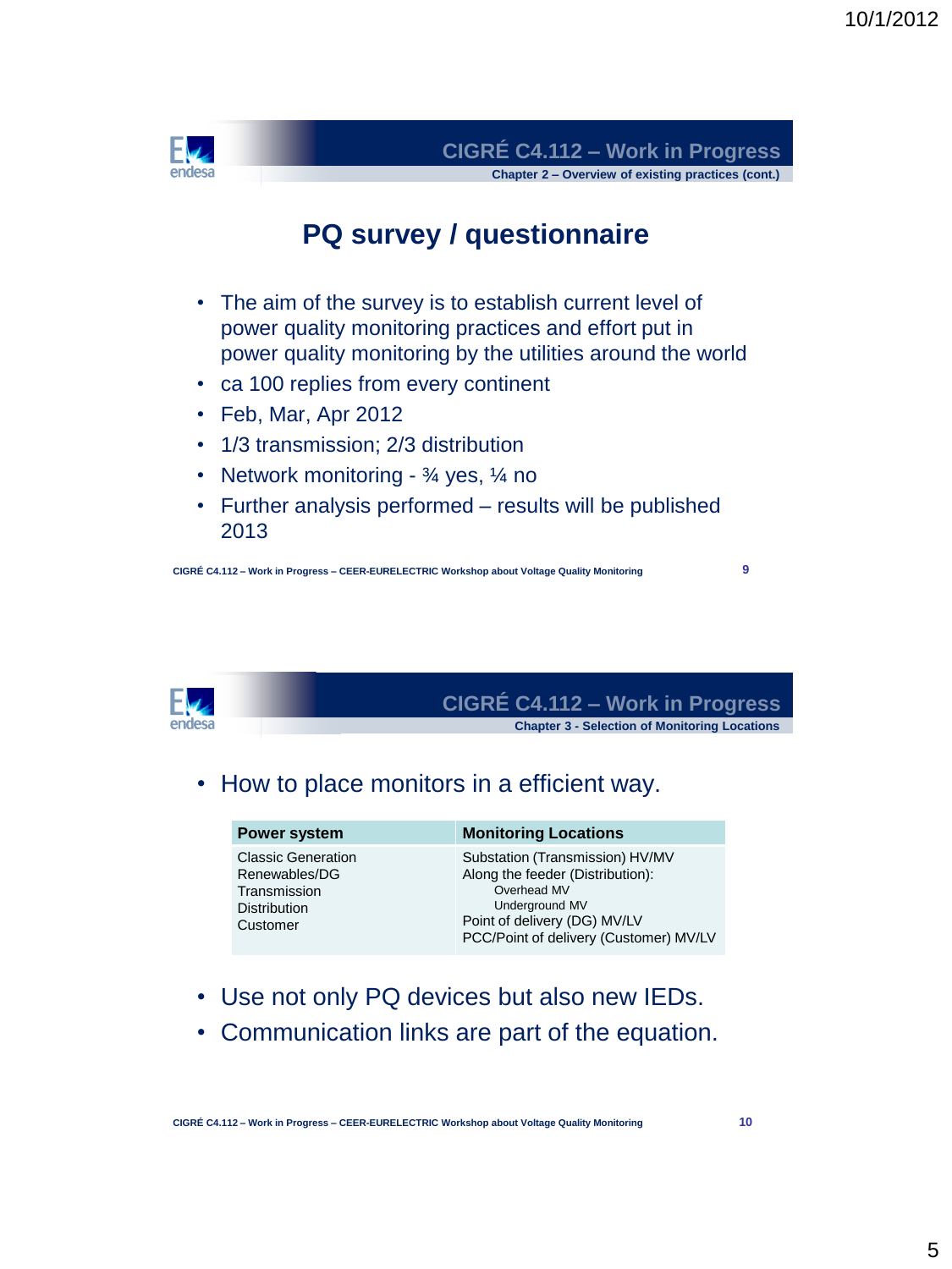## CIGRÉ C4.112 – Work in Progress

**Chapter 2 – Overview of existing practices (cont.)**

# PQ survey / questionnaire

- The aim of the survey is to establish current level of power quality monitoring practices and effort put in power quality monitoring by the utilities around the world
- ca 100 replies from every continent
- Feb, Mar, Apr 2012
- 1/3 transmission; 2/3 distribution
- Network monitoring - ¾ yes, ¼ no
- Further analysis performed – results will be published 2013

CIGRÉ C4.112 – Work in Progress – CEER-EURELECTRIC Workshop about Voltage Quality Monitoring

## CIGRÉ C4.112 – Work in Progress

**Chapter 3 - Selection of Monitoring Locations**

- How to place monitors in a efficient way.

| Power system | Monitoring Locations |
|---|---|
| Classic Generation<br>Renewables/DG<br>Transmission<br>Distribution<br>Customer | Substation (Transmission) HV/MV<br>Along the feeder (Distribution):<br>Overhead MV<br>Underground MV<br>Point of delivery (DG) MV/LV<br>PCC/Point of delivery (Customer) MV/LV |

- Use not only PQ devices but also new IEDs.
- Communication links are part of the equation.

CIGRÉ C4.112 – Work in Progress – CEER-EURELECTRIC Workshop about Voltage Quality Monitoring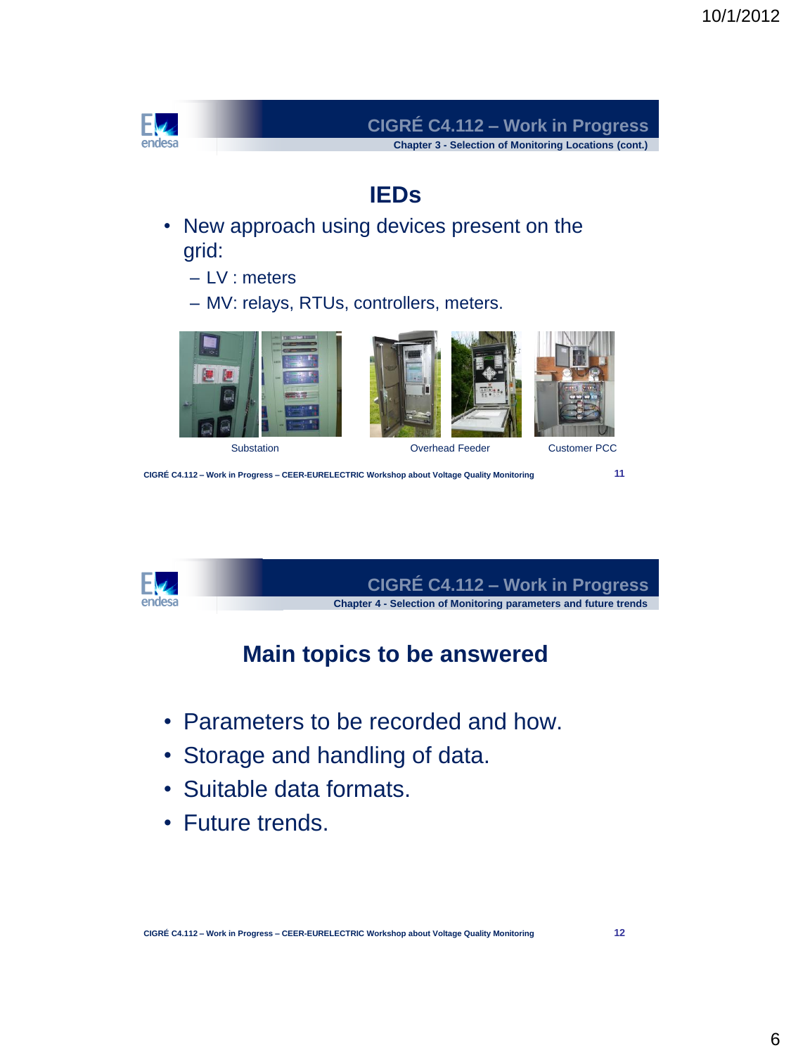## CIGRÉ C4.112 – Work in Progress

Chapter 3 - Selection of Monitoring Locations (cont.)

### IEDs

- New approach using devices present on the grid:
  - LV : meters
  - MV: relays, RTUs, controllers, meters.

Substation

Overhead Feeder

Customer PCC

CIGRÉ C4.112 – Work in Progress – CEER-EURELECTRIC Workshop about Voltage Quality Monitoring

11

## CIGRÉ C4.112 – Work in Progress

Chapter 4 - Selection of Monitoring parameters and future trends

### Main topics to be answered

- Parameters to be recorded and how.
- Storage and handling of data.
- Suitable data formats.
- Future trends.

CIGRÉ C4.112 – Work in Progress – CEER-EURELECTRIC Workshop about Voltage Quality Monitoring

12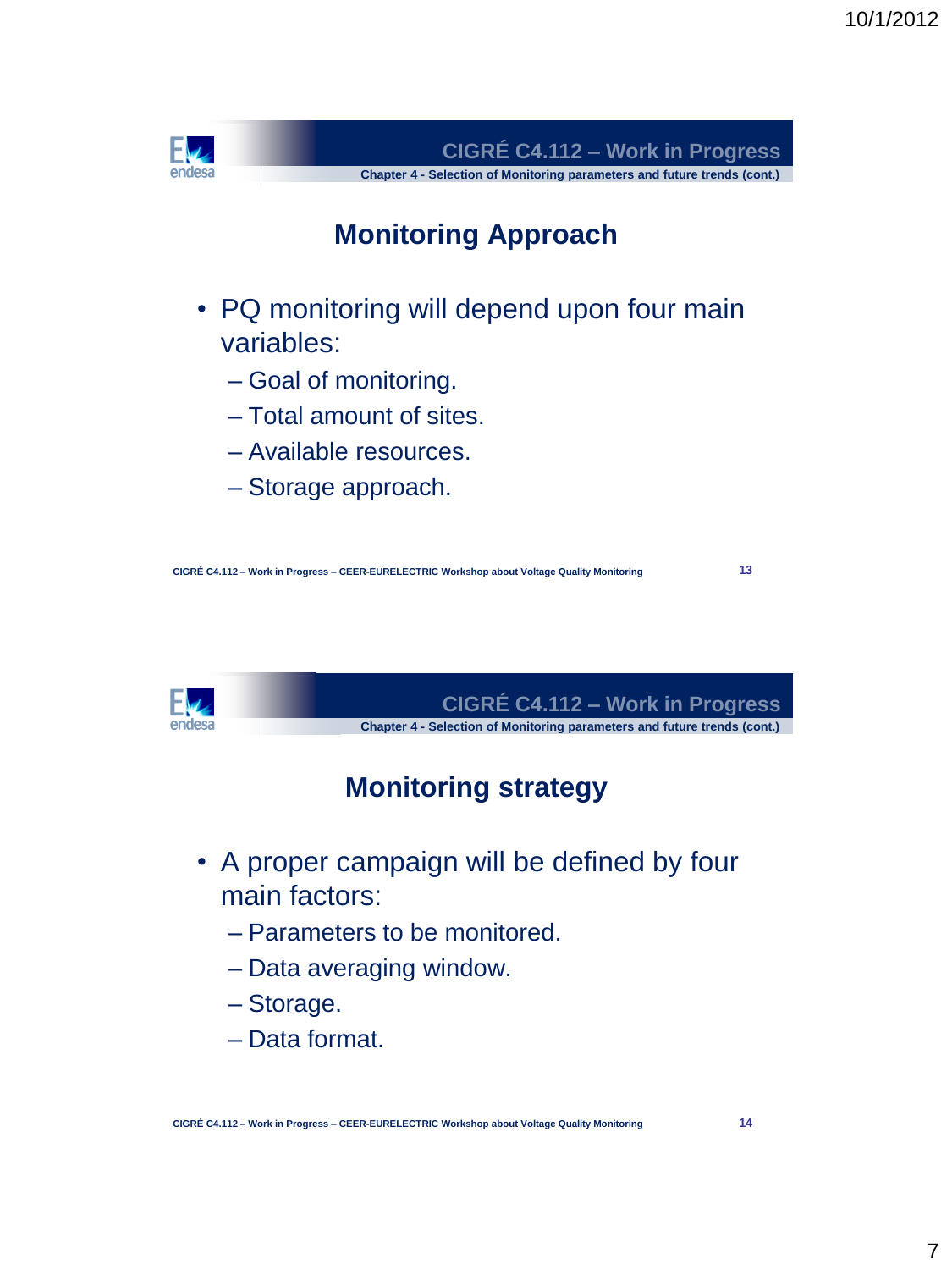## Monitoring Approach

- PQ monitoring will depend upon four main variables:
  - Goal of monitoring.
  - Total amount of sites.
  - Available resources.
  - Storage approach.

## Monitoring strategy

- A proper campaign will be defined by four main factors:
  - Parameters to be monitored.
  - Data averaging window.
  - Storage.
  - Data format.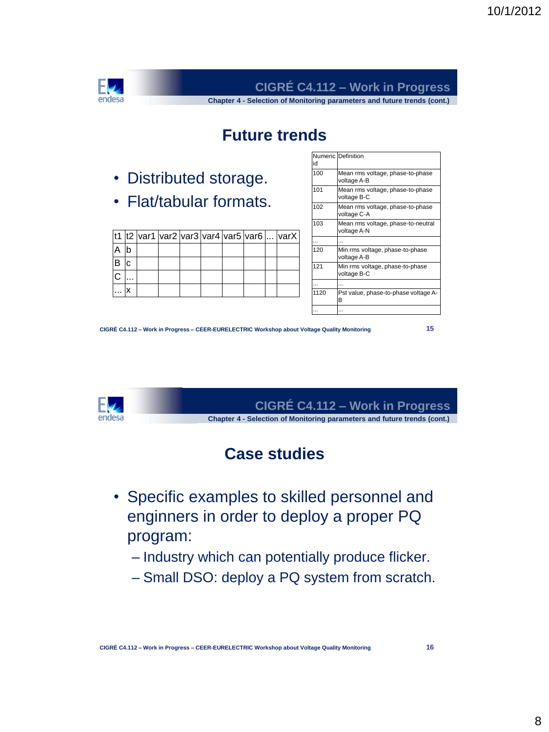## CIGRÉ C4.112 – Work in Progress

**Chapter 4 - Selection of Monitoring parameters and future trends (cont.)**

# Future trends

- Distributed storage.
- Flat/tabular formats.

| t1 | t2 | var1 | var2 | var3 | var4 | var5 | var6 | ... | varX |
|---|---|---|---|---|---|---|---|---|---|
| A | b | | | | | | | | |
| B | c | | | | | | | | |
| C | ... | | | | | | | | |
| ... | x | | | | | | | | |

| Numeric id | Definition |
|---|---|
| 100 | Mean rms voltage, phase-to-phase voltage A-B |
| 101 | Mean rms voltage, phase-to-phase voltage B-C |
| 102 | Mean rms voltage, phase-to-phase voltage C-A |
| 103 | Mean rms voltage, phase-to-neutral voltage A-N |
| ... | ... |
| 120 | Min rms voltage, phase-to-phase voltage A-B |
| 121 | Min rms voltage, phase-to-phase voltage B-C |
| ... | ... |
| 1120 | Pst value, phase-to-phase voltage A-B |
| ... | ... |

CIGRÉ C4.112 – Work in Progress – CEER-EURELECTRIC Workshop about Voltage Quality Monitoring

## CIGRÉ C4.112 – Work in Progress

**Chapter 4 - Selection of Monitoring parameters and future trends (cont.)**

# Case studies

- Specific examples to skilled personnel and enginners in order to deploy a proper PQ program:
  - Industry which can potentially produce flicker.
  - Small DSO: deploy a PQ system from scratch.

CIGRÉ C4.112 – Work in Progress – CEER-EURELECTRIC Workshop about Voltage Quality Monitoring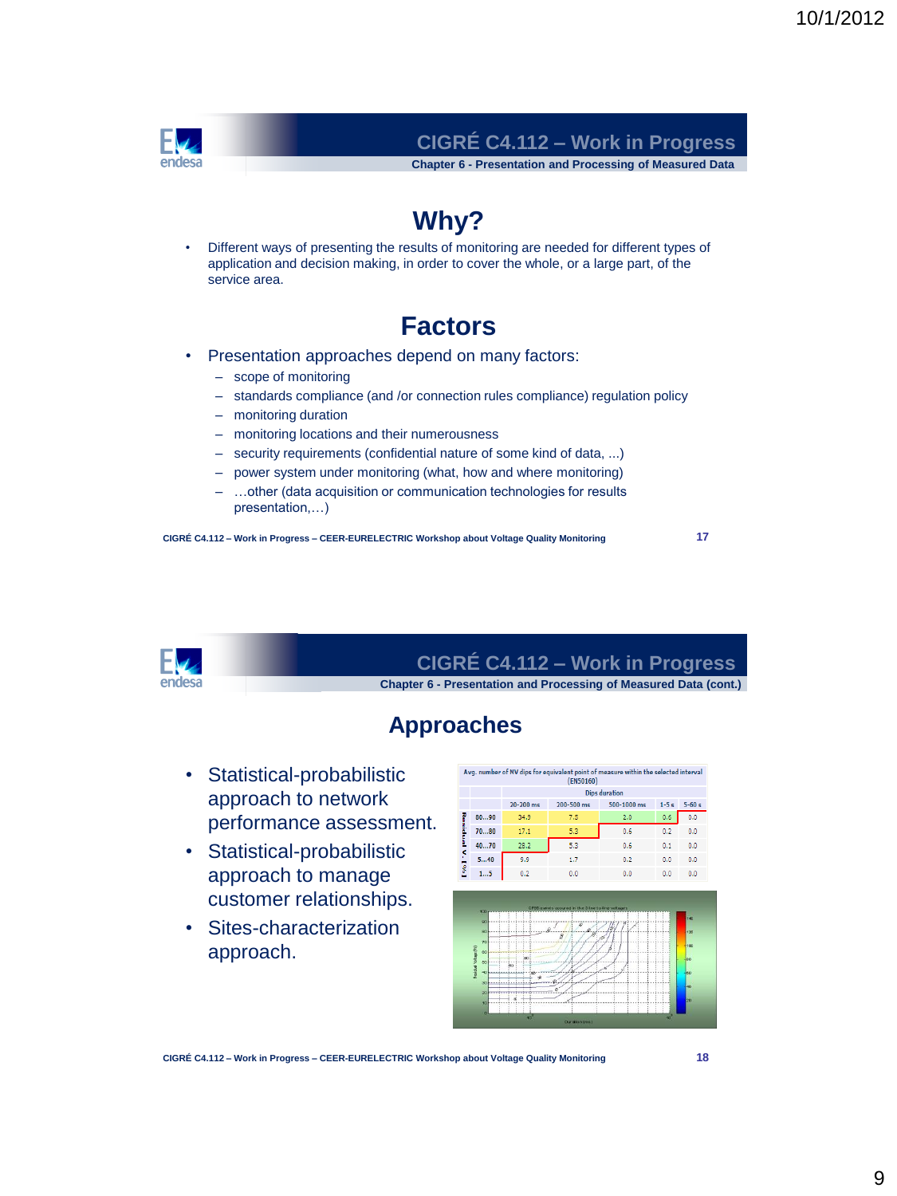## CIGRÉ C4.112 – Work in Progress

### Chapter 6 - Presentation and Processing of Measured Data

# Why?

- Different ways of presenting the results of monitoring are needed for different types of application and decision making, in order to cover the whole, or a large part, of the service area.

# Factors

- Presentation approaches depend on many factors:
  - scope of monitoring
  - standards compliance (and /or connection rules compliance) regulation policy
  - monitoring duration
  - monitoring locations and their numerousness
  - security requirements (confidential nature of some kind of data, ...)
  - power system under monitoring (what, how and where monitoring)
  - …other (data acquisition or communication technologies for results presentation,…)

CIGRÉ C4.112 – Work in Progress – CEER-EURELECTRIC Workshop about Voltage Quality Monitoring

## CIGRÉ C4.112 – Work in Progress

### Chapter 6 - Presentation and Processing of Measured Data (cont.)

# Approaches

- Statistical-probabilistic approach to network performance assessment.
- Statistical-probabilistic approach to manage customer relationships.
- Sites-characterization approach.

Avg. number of MV dips for equivalent point of measure within the selected interval (EN50160)

| Residual V [%] | Dips duration | | | | |
|---|---|---|---|---|---|
| | 20-200 ms | 200-500 ms | 500-1000 ms | 1-5 s | 5-60 s |
| 80...90 | 34.9 | 7.5 | 2.0 | 0.6 | 0.0 |
| 70...80 | 17.1 | 5.3 | 0.6 | 0.2 | 0.0 |
| 40...70 | 28.2 | 5.3 | 0.6 | 0.1 | 0.0 |
| 5...40 | 9.9 | 1.7 | 0.2 | 0.0 | 0.0 |
| 1...5 | 0.2 | 0.0 | 0.0 | 0.0 | 0.0 |

CIGRÉ C4.112 – Work in Progress – CEER-EURELECTRIC Workshop about Voltage Quality Monitoring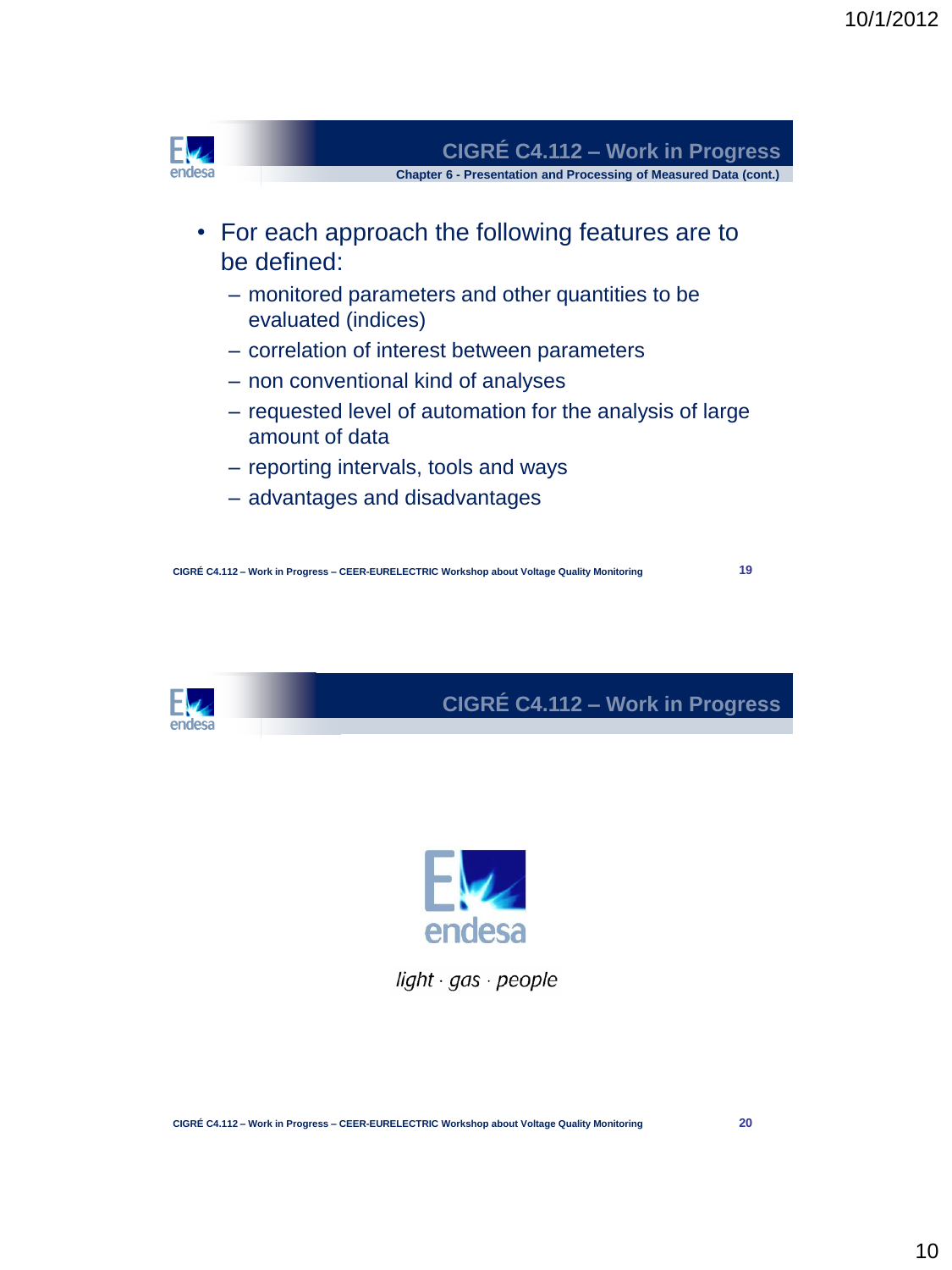## CIGRÉ C4.112 – Work in Progress

### Chapter 6 - Presentation and Processing of Measured Data (cont.)

- For each approach the following features are to be defined:
  - monitored parameters and other quantities to be evaluated (indices)
  - correlation of interest between parameters
  - non conventional kind of analyses
  - requested level of automation for the analysis of large amount of data
  - reporting intervals, tools and ways
  - advantages and disadvantages

## CIGRÉ C4.112 – Work in Progress

endesa

*light · gas · people*